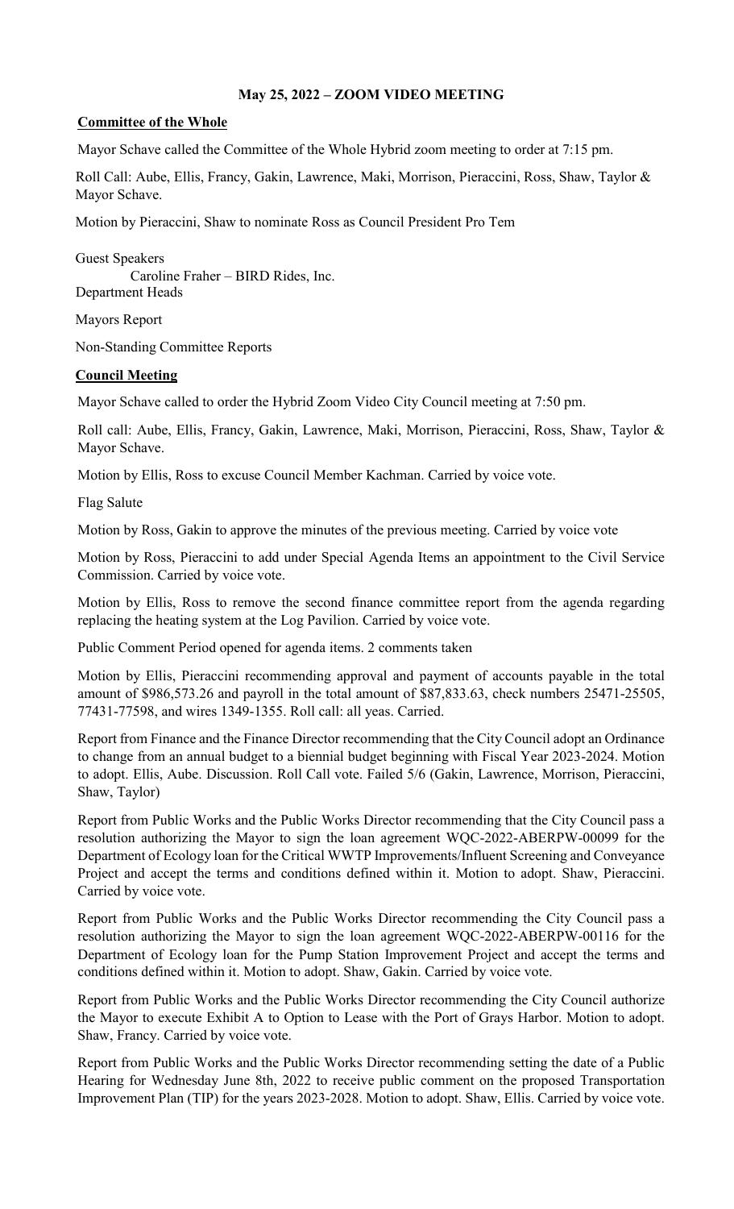**May 25, 2022 – ZOOM VIDEO MEETING**

**Committee of the Whole**

Mayor Schave called the Committee of the Whole Hybrid zoom meeting to order at 7:15 pm.

Roll Call: Aube, Ellis, Francy, Gakin, Lawrence, Maki, Morrison, Pieraccini, Ross, Shaw, Taylor & Mayor Schave.

Motion by Pieraccini, Shaw to nominate Ross as Council President Pro Tem

Guest Speakers

Caroline Fraher – BIRD Rides, Inc.

Department Heads

Mayors Report

Non-Standing Committee Reports

**Council Meeting**

Mayor Schave called to order the Hybrid Zoom Video City Council meeting at 7:50 pm.

Roll call: Aube, Ellis, Francy, Gakin, Lawrence, Maki, Morrison, Pieraccini, Ross, Shaw, Taylor & Mayor Schave.

Motion by Ellis, Ross to excuse Council Member Kachman. Carried by voice vote.

Flag Salute

Motion by Ross, Gakin to approve the minutes of the previous meeting. Carried by voice vote

Motion by Ross, Pieraccini to add under Special Agenda Items an appointment to the Civil Service Commission. Carried by voice vote.

Motion by Ellis, Ross to remove the second finance committee report from the agenda regarding replacing the heating system at the Log Pavilion. Carried by voice vote.

Public Comment Period opened for agenda items. 2 comments taken

Motion by Ellis, Pieraccini recommending approval and payment of accounts payable in the total amount of $986,573.26 and payroll in the total amount of $87,833.63, check numbers 25471-25505, 77431-77598, and wires 1349-1355. Roll call: all yeas. Carried.

Report from Finance and the Finance Director recommending that the City Council adopt an Ordinance to change from an annual budget to a biennial budget beginning with Fiscal Year 2023-2024. Motion to adopt. Ellis, Aube. Discussion. Roll Call vote. Failed 5/6 (Gakin, Lawrence, Morrison, Pieraccini, Shaw, Taylor)

Report from Public Works and the Public Works Director recommending that the City Council pass a resolution authorizing the Mayor to sign the loan agreement WQC-2022-ABERPW-00099 for the Department of Ecology loan for the Critical WWTP Improvements/Influent Screening and Conveyance Project and accept the terms and conditions defined within it. Motion to adopt. Shaw, Pieraccini. Carried by voice vote.

Report from Public Works and the Public Works Director recommending the City Council pass a resolution authorizing the Mayor to sign the loan agreement WQC-2022-ABERPW-00116 for the Department of Ecology loan for the Pump Station Improvement Project and accept the terms and conditions defined within it. Motion to adopt. Shaw, Gakin. Carried by voice vote.

Report from Public Works and the Public Works Director recommending the City Council authorize the Mayor to execute Exhibit A to Option to Lease with the Port of Grays Harbor. Motion to adopt. Shaw, Francy. Carried by voice vote.

Report from Public Works and the Public Works Director recommending setting the date of a Public Hearing for Wednesday June 8th, 2022 to receive public comment on the proposed Transportation Improvement Plan (TIP) for the years 2023-2028. Motion to adopt. Shaw, Ellis. Carried by voice vote.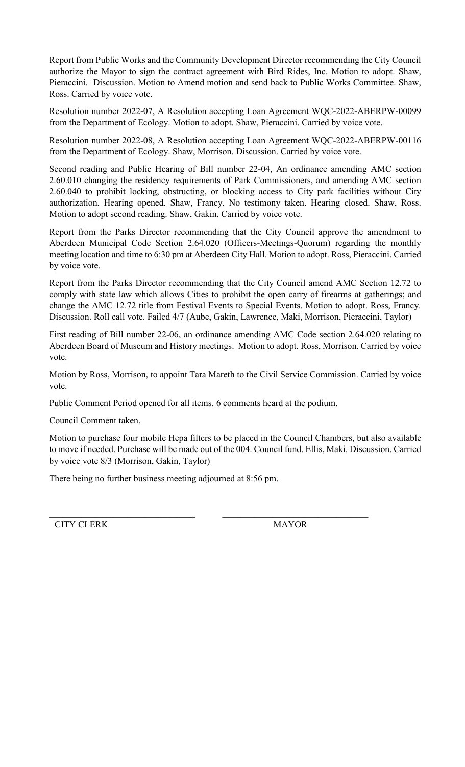Report from Public Works and the Community Development Director recommending the City Council authorize the Mayor to sign the contract agreement with Bird Rides, Inc. Motion to adopt. Shaw, Pieraccini. Discussion. Motion to Amend motion and send back to Public Works Committee. Shaw, Ross. Carried by voice vote.

Resolution number 2022-07, A Resolution accepting Loan Agreement WQC-2022-ABERPW-00099 from the Department of Ecology. Motion to adopt. Shaw, Pieraccini. Carried by voice vote.

Resolution number 2022-08, A Resolution accepting Loan Agreement WQC-2022-ABERPW-00116 from the Department of Ecology. Shaw, Morrison. Discussion. Carried by voice vote.

Second reading and Public Hearing of Bill number 22-04, An ordinance amending AMC section 2.60.010 changing the residency requirements of Park Commissioners, and amending AMC section 2.60.040 to prohibit locking, obstructing, or blocking access to City park facilities without City authorization. Hearing opened. Shaw, Francy. No testimony taken. Hearing closed. Shaw, Ross. Motion to adopt second reading. Shaw, Gakin. Carried by voice vote.

Report from the Parks Director recommending that the City Council approve the amendment to Aberdeen Municipal Code Section 2.64.020 (Officers-Meetings-Quorum) regarding the monthly meeting location and time to 6:30 pm at Aberdeen City Hall. Motion to adopt. Ross, Pieraccini. Carried by voice vote.

Report from the Parks Director recommending that the City Council amend AMC Section 12.72 to comply with state law which allows Cities to prohibit the open carry of firearms at gatherings; and change the AMC 12.72 title from Festival Events to Special Events. Motion to adopt. Ross, Francy. Discussion. Roll call vote. Failed 4/7 (Aube, Gakin, Lawrence, Maki, Morrison, Pieraccini, Taylor)

First reading of Bill number 22-06, an ordinance amending AMC Code section 2.64.020 relating to Aberdeen Board of Museum and History meetings. Motion to adopt. Ross, Morrison. Carried by voice vote.

Motion by Ross, Morrison, to appoint Tara Mareth to the Civil Service Commission. Carried by voice vote.

Public Comment Period opened for all items. 6 comments heard at the podium.

Council Comment taken.

Motion to purchase four mobile Hepa filters to be placed in the Council Chambers, but also available to move if needed. Purchase will be made out of the 004. Council fund. Ellis, Maki. Discussion. Carried by voice vote 8/3 (Morrison, Gakin, Taylor)

There being no further business meeting adjourned at 8:56 pm.

\_\_\_\_\_\_\_\_\_\_\_\_\_\_\_\_\_\_\_\_\_\_\_\_\_\_\_\_\_\_ \_\_\_\_\_\_\_\_\_\_\_\_\_\_\_\_\_\_\_\_\_\_\_\_\_\_\_\_\_\_

CITY CLERK MAYOR